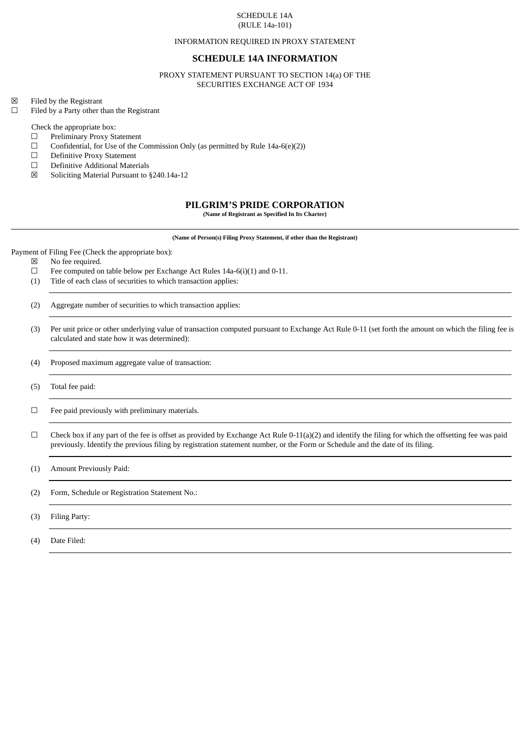SCHEDULE 14A
(RULE 14a-101)

INFORMATION REQUIRED IN PROXY STATEMENT

## SCHEDULE 14A INFORMATION

PROXY STATEMENT PURSUANT TO SECTION 14(a) OF THE SECURITIES EXCHANGE ACT OF 1934

☒ Filed by the Registrant
☐ Filed by a Party other than the Registrant

Check the appropriate box:
☐ Preliminary Proxy Statement
☐ Confidential, for Use of the Commission Only (as permitted by Rule 14a-6(e)(2))
☐ Definitive Proxy Statement
☐ Definitive Additional Materials
☒ Soliciting Material Pursuant to §240.14a-12

## PILGRIM'S PRIDE CORPORATION

**(Name of Registrant as Specified In Its Charter)**

---

**(Name of Person(s) Filing Proxy Statement, if other than the Registrant)**

Payment of Filing Fee (Check the appropriate box):

☒ No fee required.
☐ Fee computed on table below per Exchange Act Rules 14a-6(i)(1) and 0-11.

(1) Title of each class of securities to which transaction applies:

---

(2) Aggregate number of securities to which transaction applies:

---

(3) Per unit price or other underlying value of transaction computed pursuant to Exchange Act Rule 0-11 (set forth the amount on which the filing fee is calculated and state how it was determined):

---

(4) Proposed maximum aggregate value of transaction:

---

(5) Total fee paid:

---

☐ Fee paid previously with preliminary materials.

---

☐ Check box if any part of the fee is offset as provided by Exchange Act Rule 0-11(a)(2) and identify the filing for which the offsetting fee was paid previously. Identify the previous filing by registration statement number, or the Form or Schedule and the date of its filing.

---

(1) Amount Previously Paid:

---

(2) Form, Schedule or Registration Statement No.:

---

(3) Filing Party:

---

(4) Date Filed:

---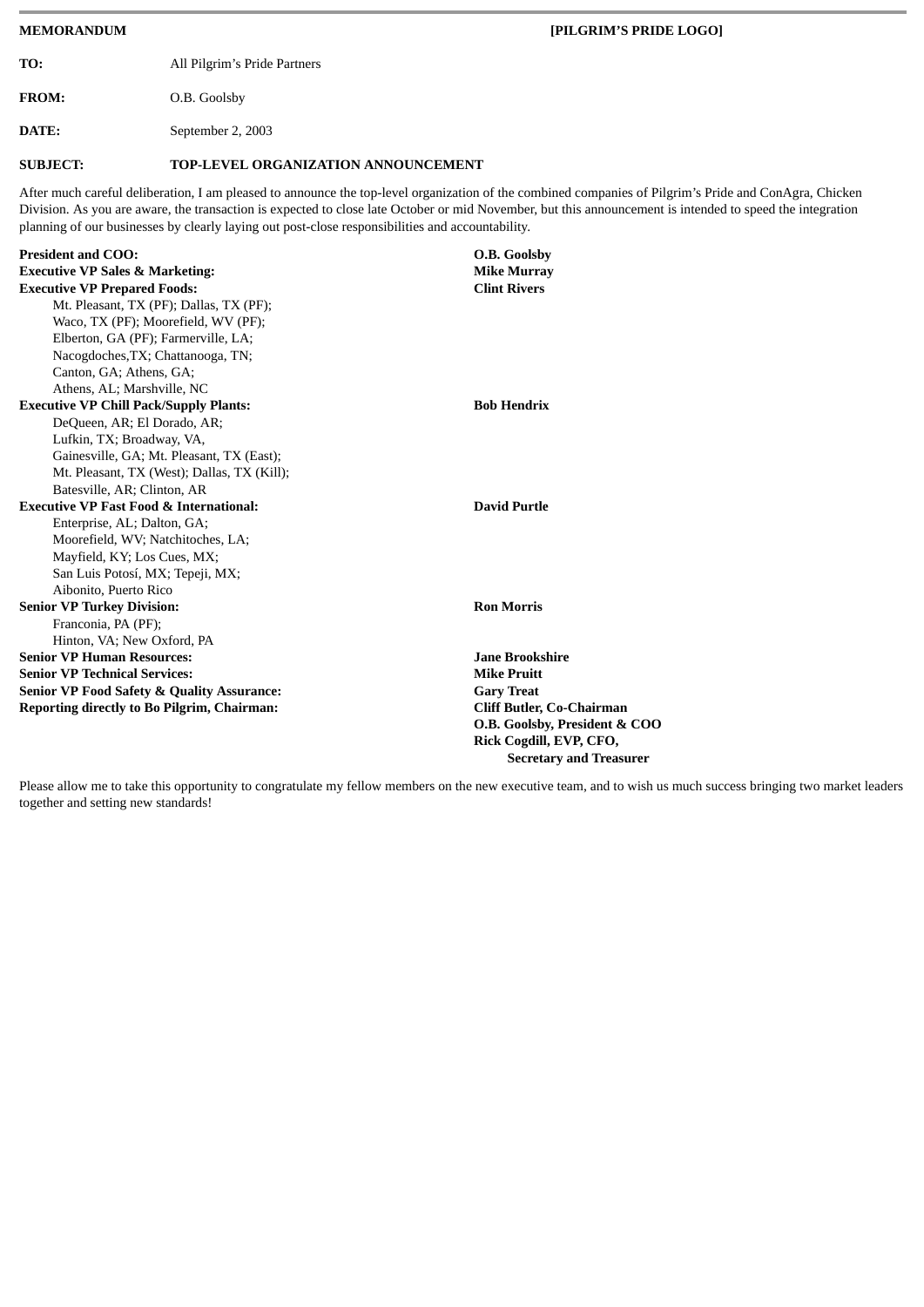**MEMORANDUM** **[PILGRIM'S PRIDE LOGO]**

**TO:** All Pilgrim's Pride Partners

**FROM:** O.B. Goolsby

**DATE:** September 2, 2003

**SUBJECT:** **TOP-LEVEL ORGANIZATION ANNOUNCEMENT**

After much careful deliberation, I am pleased to announce the top-level organization of the combined companies of Pilgrim's Pride and ConAgra, Chicken Division. As you are aware, the transaction is expected to close late October or mid November, but this announcement is intended to speed the integration planning of our businesses by clearly laying out post-close responsibilities and accountability.

**President and COO:** **O.B. Goolsby**

**Executive VP Sales & Marketing:** **Mike Murray**

**Executive VP Prepared Foods:** **Clint Rivers**
- Mt. Pleasant, TX (PF); Dallas, TX (PF); Waco, TX (PF); Moorefield, WV (PF); Elberton, GA (PF); Farmerville, LA; Nacogdoches,TX; Chattanooga, TN; Canton, GA; Athens, GA; Athens, AL; Marshville, NC

**Executive VP Chill Pack/Supply Plants:** **Bob Hendrix**
- DeQueen, AR; El Dorado, AR; Lufkin, TX; Broadway, VA, Gainesville, GA; Mt. Pleasant, TX (East); Mt. Pleasant, TX (West); Dallas, TX (Kill); Batesville, AR; Clinton, AR

**Executive VP Fast Food & International:** **David Purtle**
- Enterprise, AL; Dalton, GA; Moorefield, WV; Natchitoches, LA; Mayfield, KY; Los Cues, MX; San Luis Potosí, MX; Tepeji, MX; Aibonito, Puerto Rico

**Senior VP Turkey Division:** **Ron Morris**
- Franconia, PA (PF); Hinton, VA; New Oxford, PA

**Senior VP Human Resources:** **Jane Brookshire**

**Senior VP Technical Services:** **Mike Pruitt**

**Senior VP Food Safety & Quality Assurance:** **Gary Treat**

**Reporting directly to Bo Pilgrim, Chairman:**
- **Cliff Butler, Co-Chairman**
- **O.B. Goolsby, President & COO**
- **Rick Cogdill, EVP, CFO, Secretary and Treasurer**

Please allow me to take this opportunity to congratulate my fellow members on the new executive team, and to wish us much success bringing two market leaders together and setting new standards!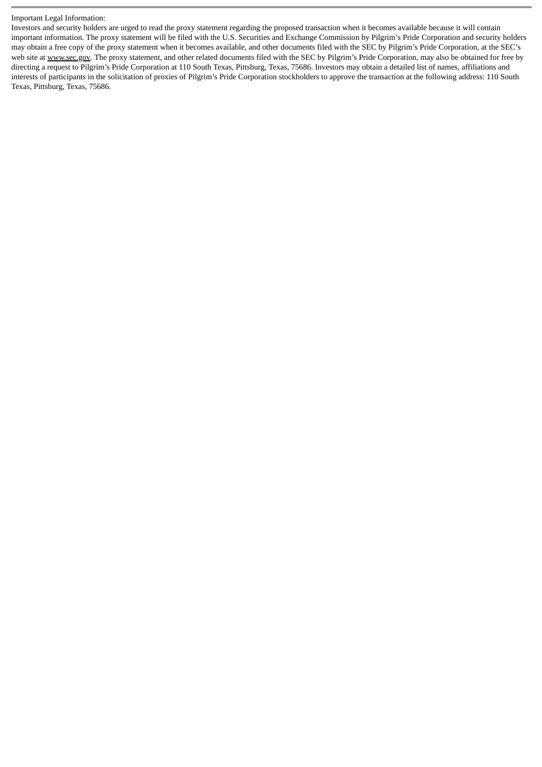Important Legal Information:

Investors and security holders are urged to read the proxy statement regarding the proposed transaction when it becomes available because it will contain important information. The proxy statement will be filed with the U.S. Securities and Exchange Commission by Pilgrim's Pride Corporation and security holders may obtain a free copy of the proxy statement when it becomes available, and other documents filed with the SEC by Pilgrim's Pride Corporation, at the SEC's web site at www.sec.gov. The proxy statement, and other related documents filed with the SEC by Pilgrim's Pride Corporation, may also be obtained for free by directing a request to Pilgrim's Pride Corporation at 110 South Texas, Pittsburg, Texas, 75686. Investors may obtain a detailed list of names, affiliations and interests of participants in the solicitation of proxies of Pilgrim's Pride Corporation stockholders to approve the transaction at the following address: 110 South Texas, Pittsburg, Texas, 75686.